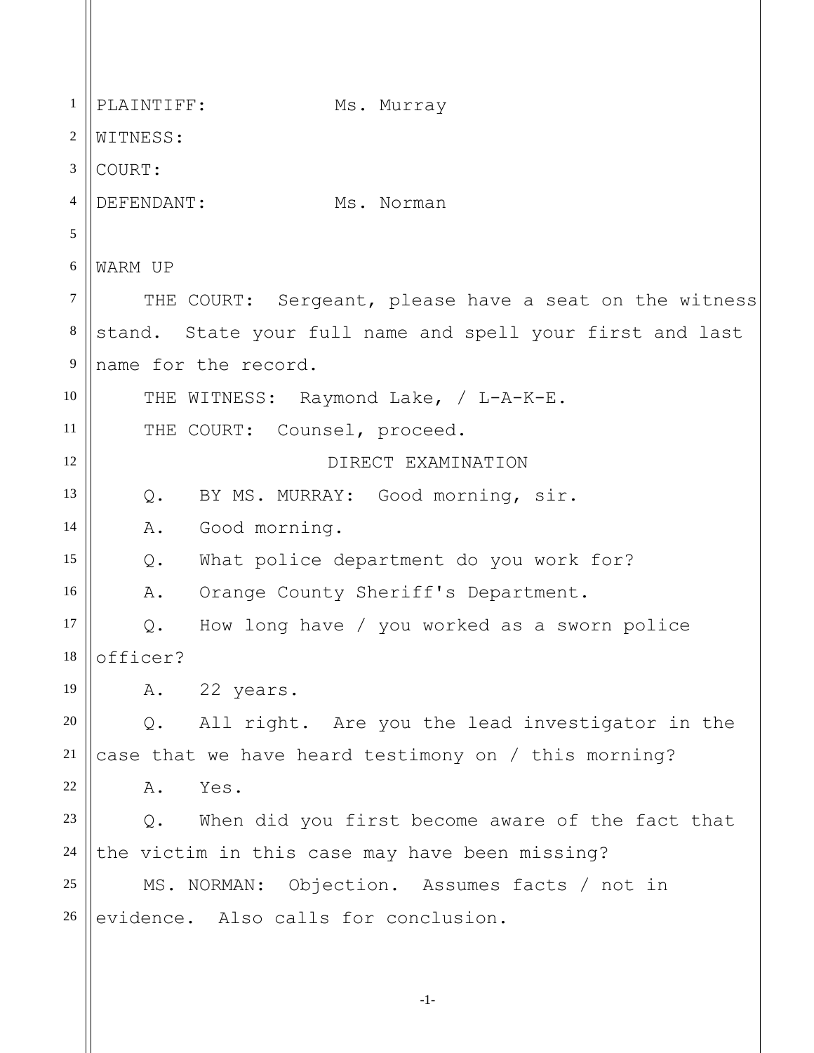PLAINTIFF: Ms. Murray

WITNESS:

COURT:

DEFENDANT: Ms. Norman

WARM UP

THE COURT: Sergeant, please have a seat on the witness stand. State your full name and spell your first and last name for the record.

THE WITNESS: Raymond Lake, / L-A-K-E.

THE COURT: Counsel, proceed.

DIRECT EXAMINATION

Q. BY MS. MURRAY: Good morning, sir.

A. Good morning.

Q. What police department do you work for?

A. Orange County Sheriff's Department.

Q. How long have / you worked as a sworn police officer?

A. 22 years.

Q. All right. Are you the lead investigator in the case that we have heard testimony on / this morning?

A. Yes.

Q. When did you first become aware of the fact that the victim in this case may have been missing?

MS. NORMAN: Objection. Assumes facts / not in evidence. Also calls for conclusion.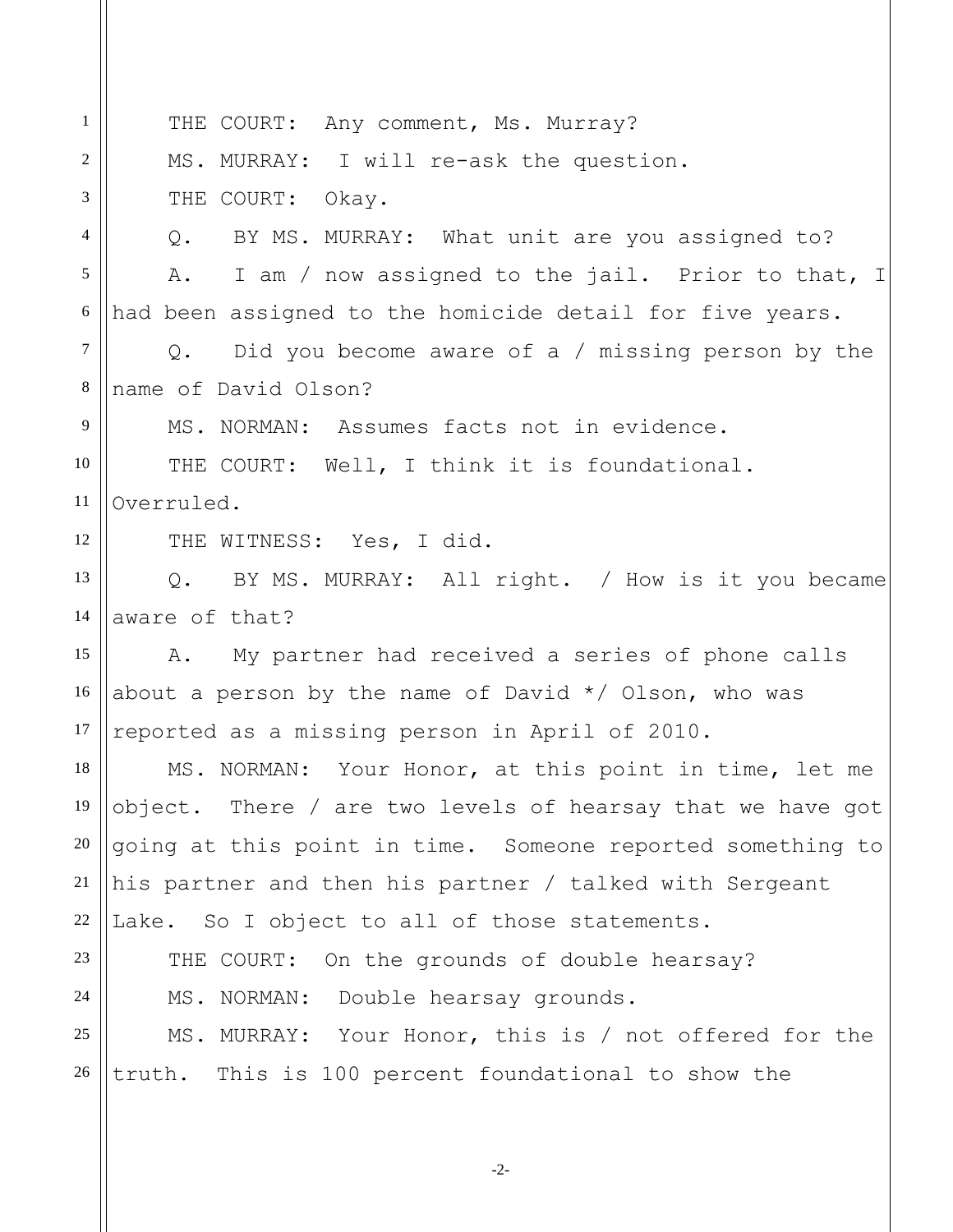THE COURT: Any comment, Ms. Murray?

MS. MURRAY: I will re-ask the question.

THE COURT: Okay.

Q. BY MS. MURRAY: What unit are you assigned to?

A. I am / now assigned to the jail. Prior to that, I had been assigned to the homicide detail for five years.

Q. Did you become aware of a / missing person by the name of David Olson?

MS. NORMAN: Assumes facts not in evidence.

THE COURT: Well, I think it is foundational. Overruled.

THE WITNESS: Yes, I did.

Q. BY MS. MURRAY: All right. / How is it you became aware of that?

A. My partner had received a series of phone calls about a person by the name of David */ Olson, who was reported as a missing person in April of 2010.

MS. NORMAN: Your Honor, at this point in time, let me object. There / are two levels of hearsay that we have got going at this point in time. Someone reported something to his partner and then his partner / talked with Sergeant Lake. So I object to all of those statements.

THE COURT: On the grounds of double hearsay?

MS. NORMAN: Double hearsay grounds.

MS. MURRAY: Your Honor, this is / not offered for the truth. This is 100 percent foundational to show the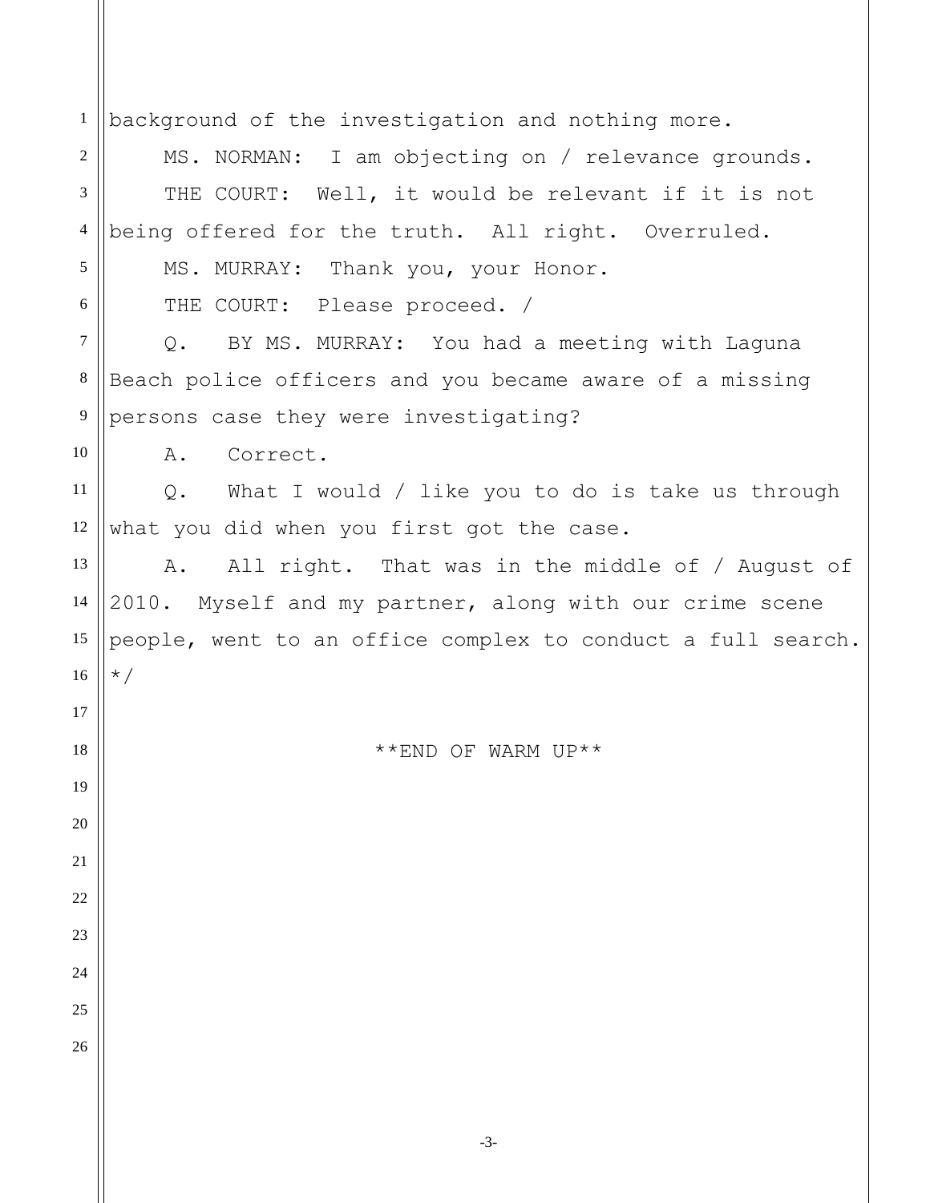background of the investigation and nothing more.

MS. NORMAN: I am objecting on / relevance grounds.

THE COURT: Well, it would be relevant if it is not being offered for the truth. All right. Overruled.

MS. MURRAY: Thank you, your Honor.

THE COURT: Please proceed. /

Q. BY MS. MURRAY: You had a meeting with Laguna Beach police officers and you became aware of a missing persons case they were investigating?

A. Correct.

Q. What I would / like you to do is take us through what you did when you first got the case.

A. All right. That was in the middle of / August of 2010. Myself and my partner, along with our crime scene people, went to an office complex to conduct a full search. */

**END OF WARM UP**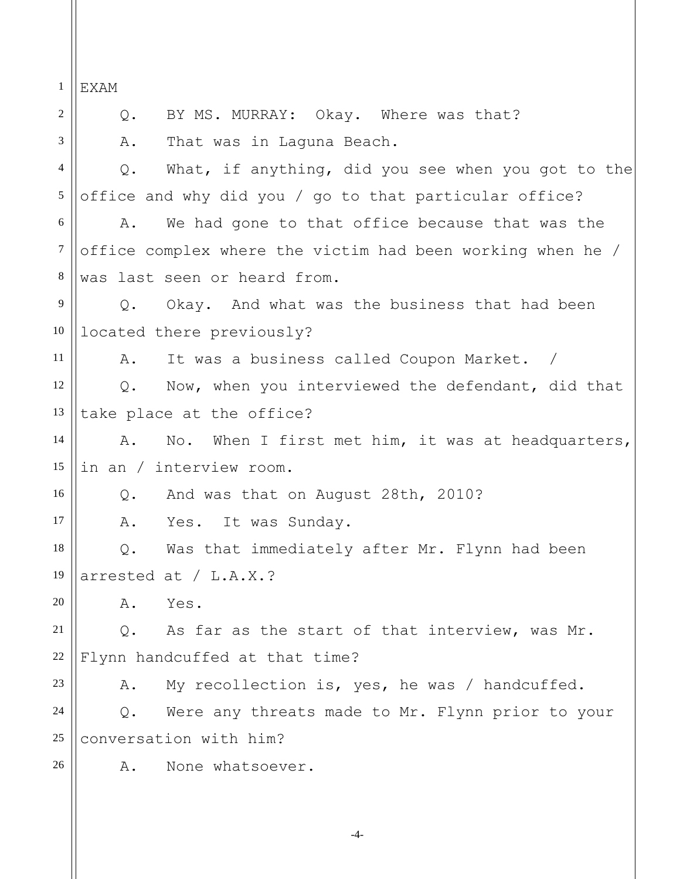EXAM

Q. BY MS. MURRAY: Okay. Where was that?

A. That was in Laguna Beach.

Q. What, if anything, did you see when you got to the office and why did you / go to that particular office?

A. We had gone to that office because that was the office complex where the victim had been working when he / was last seen or heard from.

Q. Okay. And what was the business that had been located there previously?

A. It was a business called Coupon Market. /

Q. Now, when you interviewed the defendant, did that take place at the office?

A. No. When I first met him, it was at headquarters, in an / interview room.

Q. And was that on August 28th, 2010?

A. Yes. It was Sunday.

Q. Was that immediately after Mr. Flynn had been arrested at / L.A.X.?

A. Yes.

Q. As far as the start of that interview, was Mr. Flynn handcuffed at that time?

A. My recollection is, yes, he was / handcuffed.

Q. Were any threats made to Mr. Flynn prior to your conversation with him?

A. None whatsoever.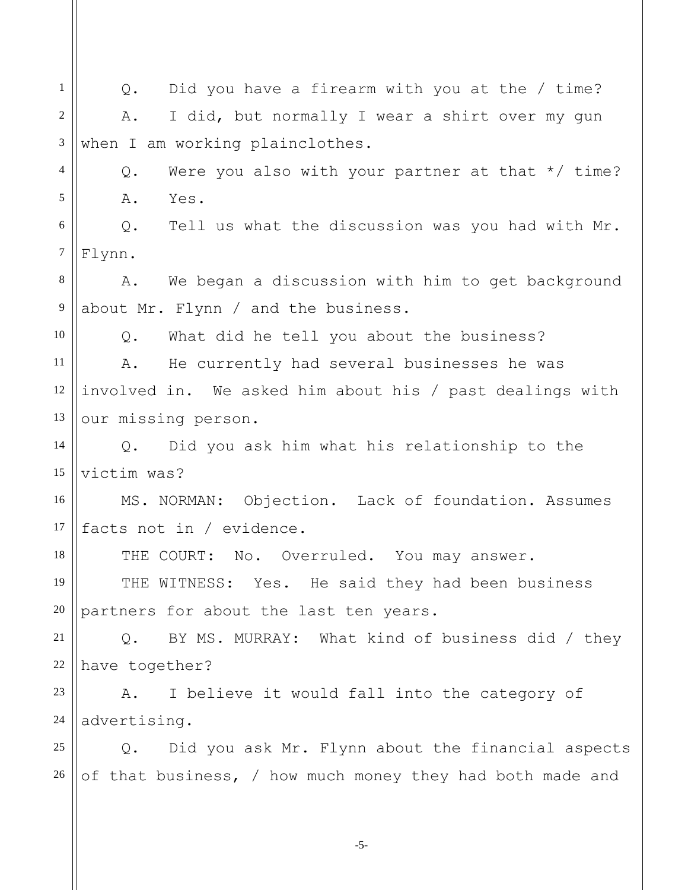Q. Did you have a firearm with you at the / time?

A. I did, but normally I wear a shirt over my gun when I am working plainclothes.

Q. Were you also with your partner at that */ time?

A. Yes.

Q. Tell us what the discussion was you had with Mr. Flynn.

A. We began a discussion with him to get background about Mr. Flynn / and the business.

Q. What did he tell you about the business?

A. He currently had several businesses he was involved in. We asked him about his / past dealings with our missing person.

Q. Did you ask him what his relationship to the victim was?

MS. NORMAN: Objection. Lack of foundation. Assumes facts not in / evidence.

THE COURT: No. Overruled. You may answer.

THE WITNESS: Yes. He said they had been business partners for about the last ten years.

Q. BY MS. MURRAY: What kind of business did / they have together?

A. I believe it would fall into the category of advertising.

Q. Did you ask Mr. Flynn about the financial aspects of that business, / how much money they had both made and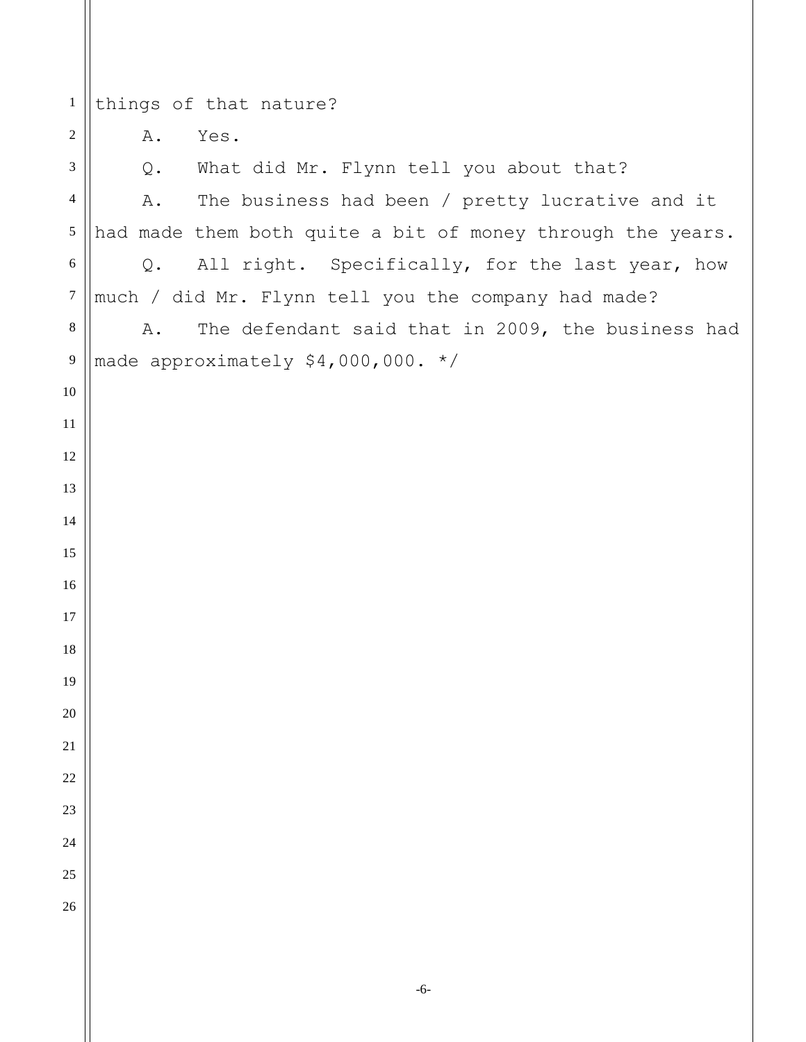things of that nature?

A. Yes.

Q. What did Mr. Flynn tell you about that?

A. The business had been / pretty lucrative and it had made them both quite a bit of money through the years.

Q. All right. Specifically, for the last year, how much / did Mr. Flynn tell you the company had made?

A. The defendant said that in 2009, the business had made approximately $4,000,000. */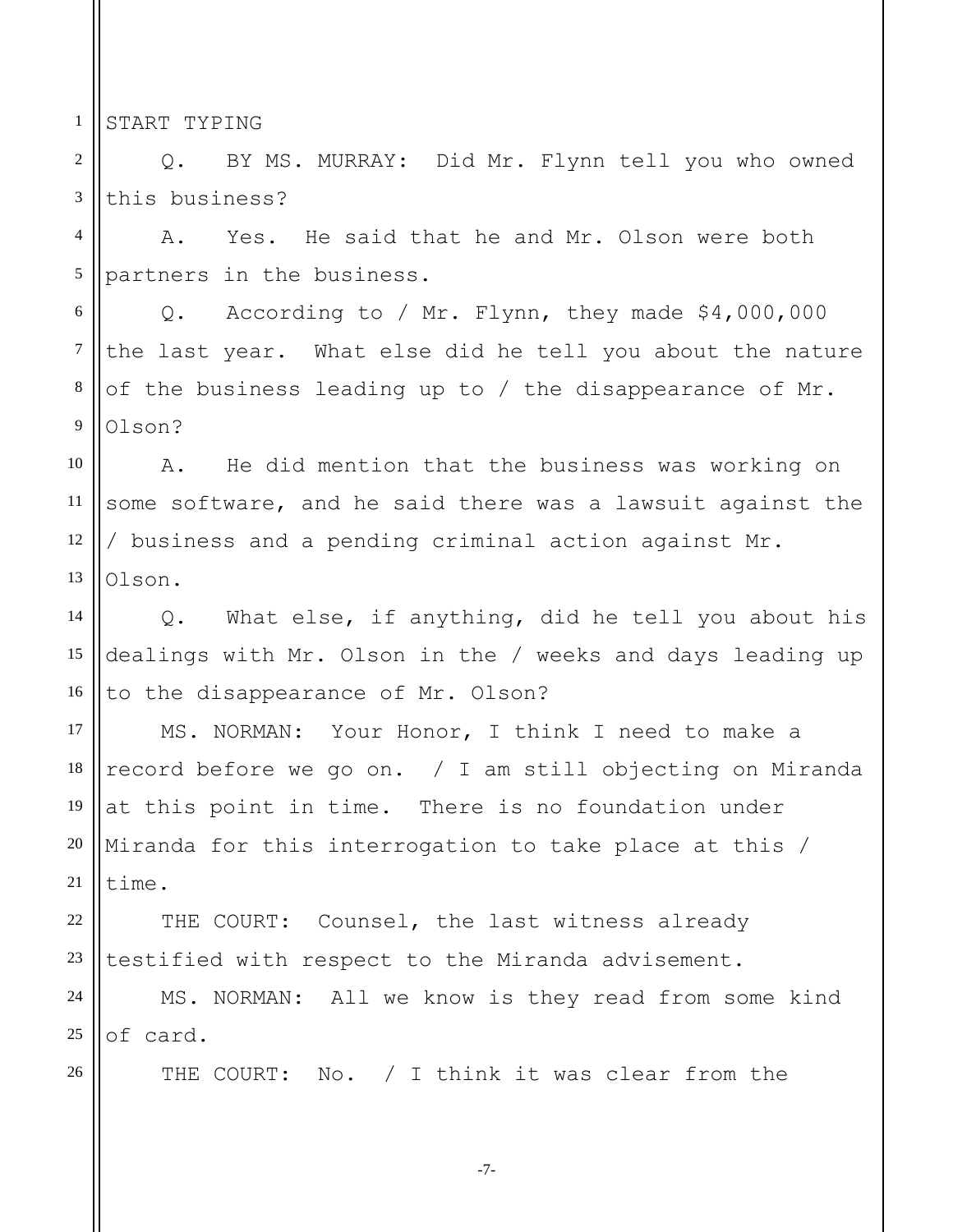START TYPING

Q. BY MS. MURRAY: Did Mr. Flynn tell you who owned this business?

A. Yes. He said that he and Mr. Olson were both partners in the business.

Q. According to / Mr. Flynn, they made $4,000,000 the last year. What else did he tell you about the nature of the business leading up to / the disappearance of Mr. Olson?

A. He did mention that the business was working on some software, and he said there was a lawsuit against the / business and a pending criminal action against Mr. Olson.

Q. What else, if anything, did he tell you about his dealings with Mr. Olson in the / weeks and days leading up to the disappearance of Mr. Olson?

MS. NORMAN: Your Honor, I think I need to make a record before we go on. / I am still objecting on Miranda at this point in time. There is no foundation under Miranda for this interrogation to take place at this / time.

THE COURT: Counsel, the last witness already testified with respect to the Miranda advisement.

MS. NORMAN: All we know is they read from some kind of card.

THE COURT: No. / I think it was clear from the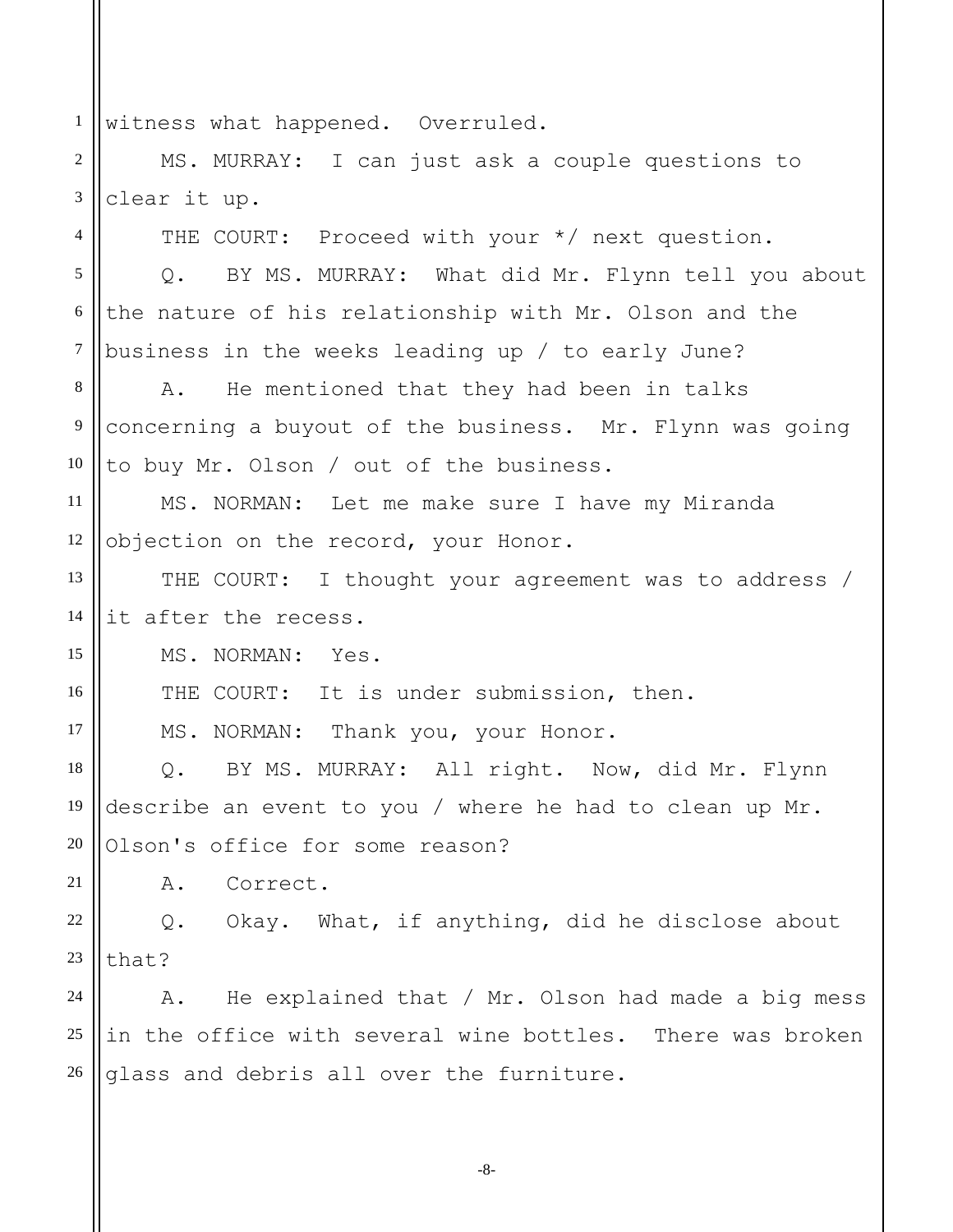witness what happened. Overruled.

MS. MURRAY: I can just ask a couple questions to clear it up.

THE COURT: Proceed with your */ next question.

Q. BY MS. MURRAY: What did Mr. Flynn tell you about the nature of his relationship with Mr. Olson and the business in the weeks leading up / to early June?

A. He mentioned that they had been in talks concerning a buyout of the business. Mr. Flynn was going to buy Mr. Olson / out of the business.

MS. NORMAN: Let me make sure I have my Miranda objection on the record, your Honor.

THE COURT: I thought your agreement was to address / it after the recess.

MS. NORMAN: Yes.

THE COURT: It is under submission, then.

MS. NORMAN: Thank you, your Honor.

Q. BY MS. MURRAY: All right. Now, did Mr. Flynn describe an event to you / where he had to clean up Mr. Olson's office for some reason?

A. Correct.

Q. Okay. What, if anything, did he disclose about that?

A. He explained that / Mr. Olson had made a big mess in the office with several wine bottles. There was broken glass and debris all over the furniture.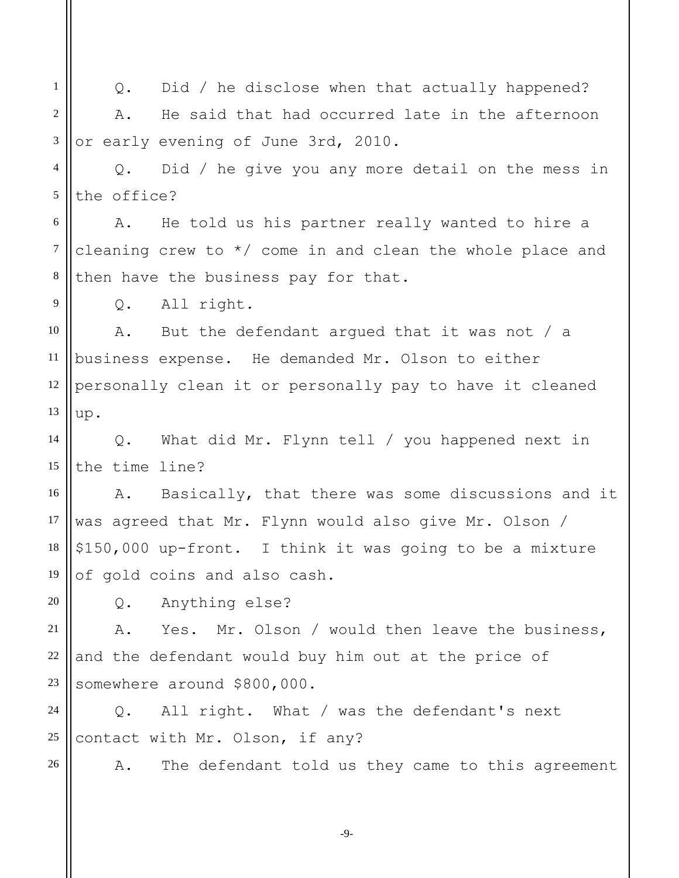Q. Did / he disclose when that actually happened?

A. He said that had occurred late in the afternoon or early evening of June 3rd, 2010.

Q. Did / he give you any more detail on the mess in the office?

A. He told us his partner really wanted to hire a cleaning crew to */ come in and clean the whole place and then have the business pay for that.

Q. All right.

A. But the defendant argued that it was not / a business expense. He demanded Mr. Olson to either personally clean it or personally pay to have it cleaned up.

Q. What did Mr. Flynn tell / you happened next in the time line?

A. Basically, that there was some discussions and it was agreed that Mr. Flynn would also give Mr. Olson / $150,000 up-front. I think it was going to be a mixture of gold coins and also cash.

Q. Anything else?

A. Yes. Mr. Olson / would then leave the business, and the defendant would buy him out at the price of somewhere around $800,000.

Q. All right. What / was the defendant's next contact with Mr. Olson, if any?

A. The defendant told us they came to this agreement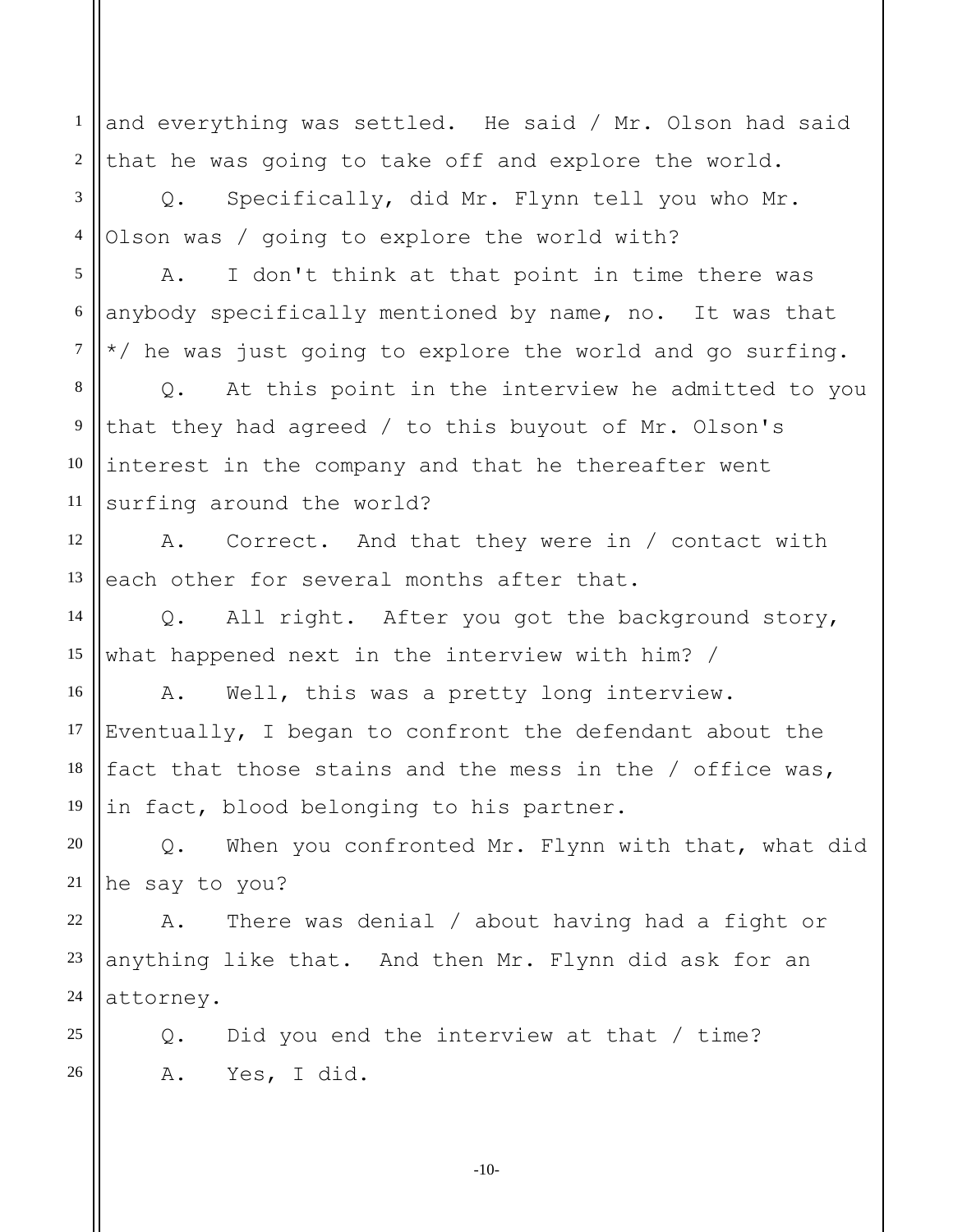and everything was settled. He said / Mr. Olson had said that he was going to take off and explore the world.

Q. Specifically, did Mr. Flynn tell you who Mr. Olson was / going to explore the world with?

A. I don't think at that point in time there was anybody specifically mentioned by name, no. It was that */ he was just going to explore the world and go surfing.

Q. At this point in the interview he admitted to you that they had agreed / to this buyout of Mr. Olson's interest in the company and that he thereafter went surfing around the world?

A. Correct. And that they were in / contact with each other for several months after that.

Q. All right. After you got the background story, what happened next in the interview with him? /

A. Well, this was a pretty long interview. Eventually, I began to confront the defendant about the fact that those stains and the mess in the / office was, in fact, blood belonging to his partner.

Q. When you confronted Mr. Flynn with that, what did he say to you?

A. There was denial / about having had a fight or anything like that. And then Mr. Flynn did ask for an attorney.

Q. Did you end the interview at that / time?

A. Yes, I did.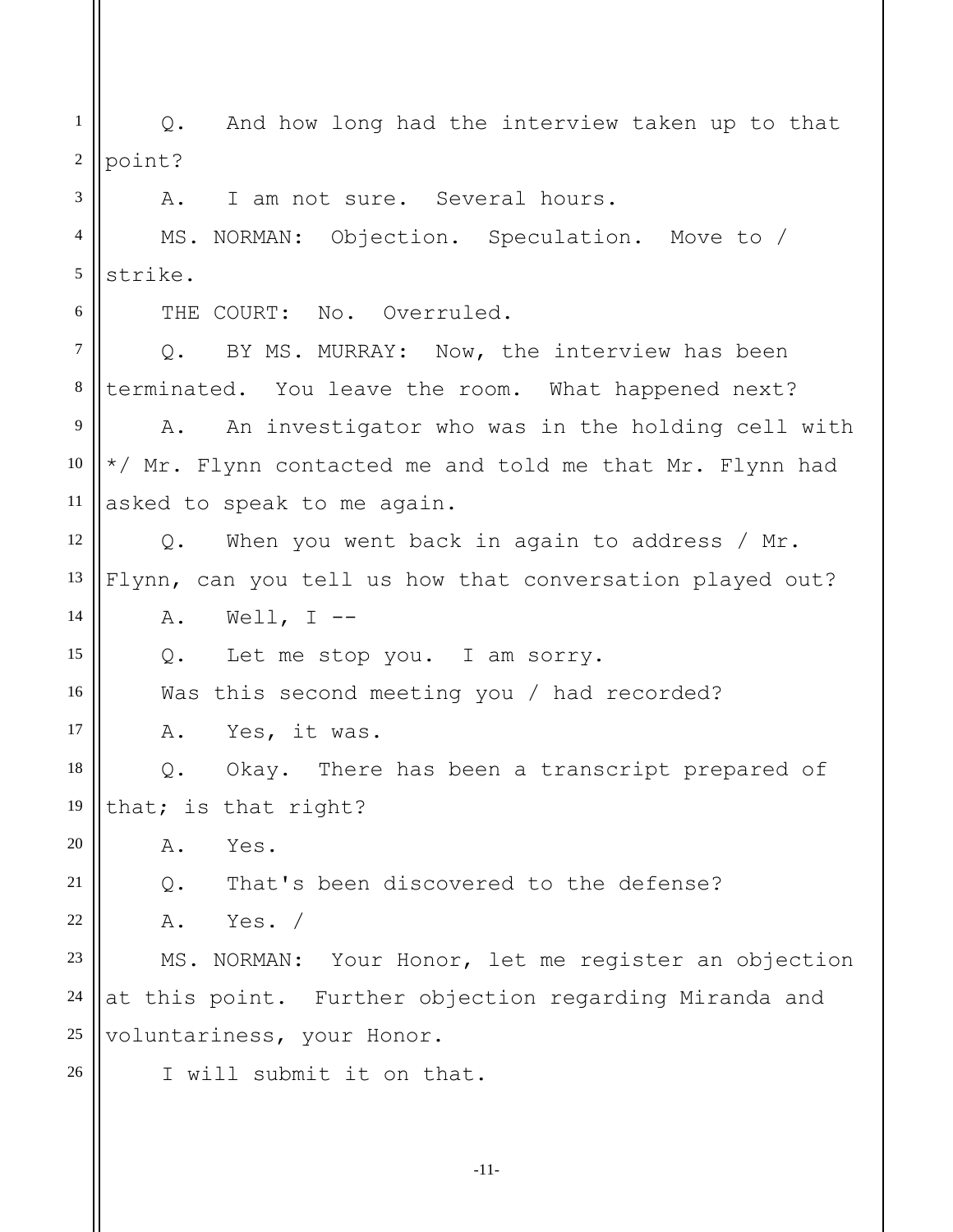Q. And how long had the interview taken up to that point?

A. I am not sure. Several hours.

MS. NORMAN: Objection. Speculation. Move to / strike.

THE COURT: No. Overruled.

Q. BY MS. MURRAY: Now, the interview has been terminated. You leave the room. What happened next?

A. An investigator who was in the holding cell with */ Mr. Flynn contacted me and told me that Mr. Flynn had asked to speak to me again.

Q. When you went back in again to address / Mr. Flynn, can you tell us how that conversation played out?

A. Well, I --

Q. Let me stop you. I am sorry.

Was this second meeting you / had recorded?

A. Yes, it was.

Q. Okay. There has been a transcript prepared of that; is that right?

A. Yes.

Q. That's been discovered to the defense?

A. Yes. /

MS. NORMAN: Your Honor, let me register an objection at this point. Further objection regarding Miranda and voluntariness, your Honor.

I will submit it on that.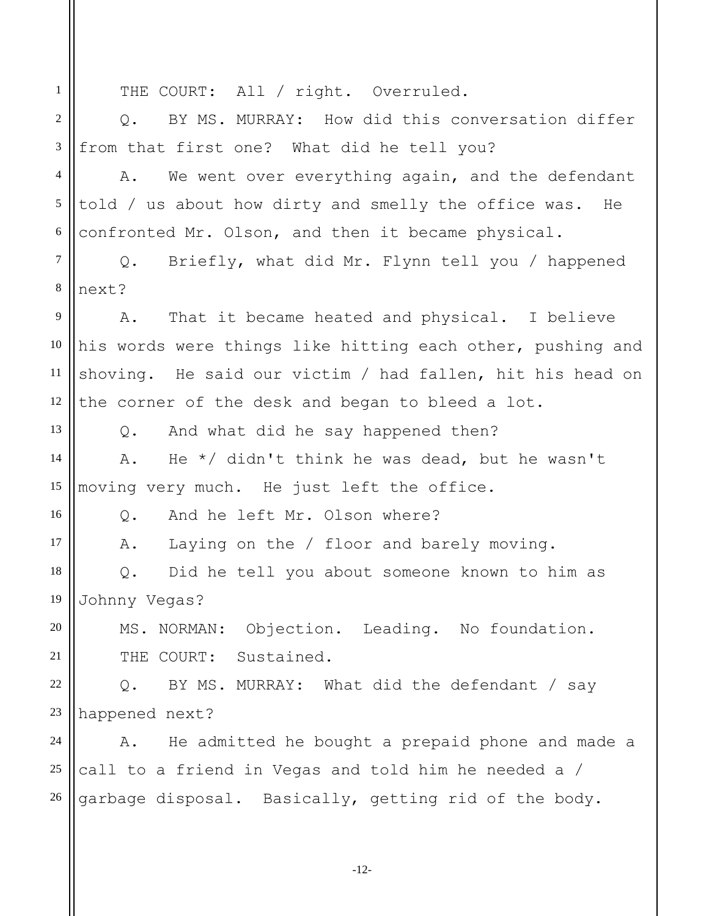THE COURT: All / right. Overruled.

Q. BY MS. MURRAY: How did this conversation differ from that first one? What did he tell you?

A. We went over everything again, and the defendant told / us about how dirty and smelly the office was. He confronted Mr. Olson, and then it became physical.

Q. Briefly, what did Mr. Flynn tell you / happened next?

A. That it became heated and physical. I believe his words were things like hitting each other, pushing and shoving. He said our victim / had fallen, hit his head on the corner of the desk and began to bleed a lot.

Q. And what did he say happened then?

A. He */ didn't think he was dead, but he wasn't moving very much. He just left the office.

Q. And he left Mr. Olson where?

A. Laying on the / floor and barely moving.

Q. Did he tell you about someone known to him as Johnny Vegas?

MS. NORMAN: Objection. Leading. No foundation.

THE COURT: Sustained.

Q. BY MS. MURRAY: What did the defendant / say happened next?

A. He admitted he bought a prepaid phone and made a call to a friend in Vegas and told him he needed a / garbage disposal. Basically, getting rid of the body.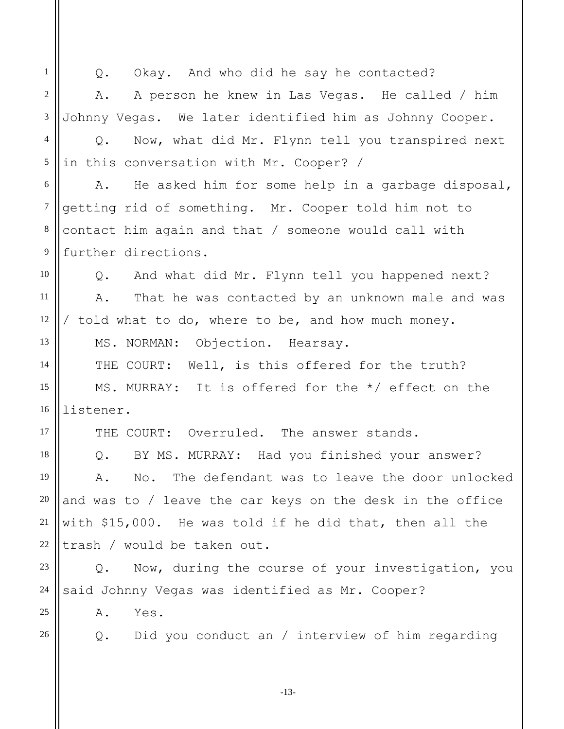Q. Okay. And who did he say he contacted?

A. A person he knew in Las Vegas. He called / him Johnny Vegas. We later identified him as Johnny Cooper.

Q. Now, what did Mr. Flynn tell you transpired next in this conversation with Mr. Cooper? /

A. He asked him for some help in a garbage disposal, getting rid of something. Mr. Cooper told him not to contact him again and that / someone would call with further directions.

Q. And what did Mr. Flynn tell you happened next?

A. That he was contacted by an unknown male and was / told what to do, where to be, and how much money.

MS. NORMAN: Objection. Hearsay.

THE COURT: Well, is this offered for the truth?

MS. MURRAY: It is offered for the */ effect on the listener.

THE COURT: Overruled. The answer stands.

Q. BY MS. MURRAY: Had you finished your answer?

A. No. The defendant was to leave the door unlocked and was to / leave the car keys on the desk in the office with $15,000. He was told if he did that, then all the trash / would be taken out.

Q. Now, during the course of your investigation, you said Johnny Vegas was identified as Mr. Cooper?

A. Yes.

Q. Did you conduct an / interview of him regarding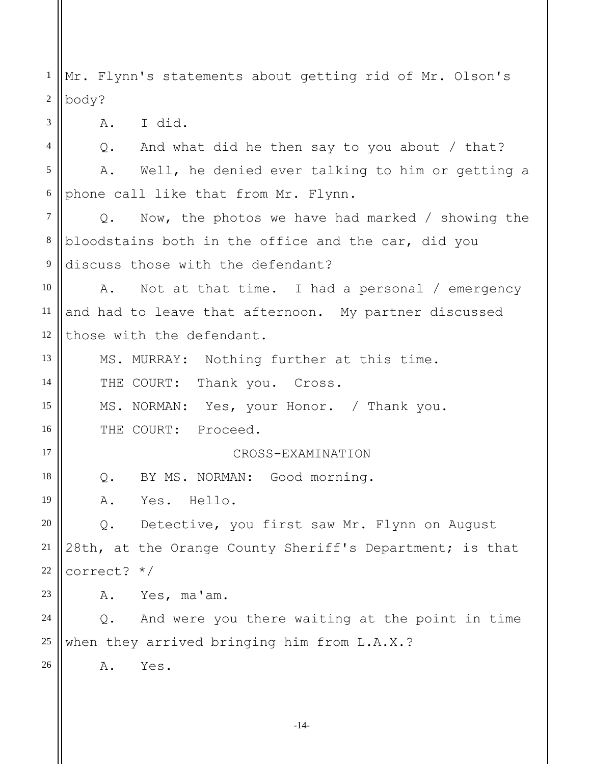Mr. Flynn's statements about getting rid of Mr. Olson's body?

A. I did.

Q. And what did he then say to you about / that?

A. Well, he denied ever talking to him or getting a phone call like that from Mr. Flynn.

Q. Now, the photos we have had marked / showing the bloodstains both in the office and the car, did you discuss those with the defendant?

A. Not at that time. I had a personal / emergency and had to leave that afternoon. My partner discussed those with the defendant.

MS. MURRAY: Nothing further at this time.

THE COURT: Thank you. Cross.

MS. NORMAN: Yes, your Honor. / Thank you.

THE COURT: Proceed.

CROSS-EXAMINATION

Q. BY MS. NORMAN: Good morning.

A. Yes. Hello.

Q. Detective, you first saw Mr. Flynn on August 28th, at the Orange County Sheriff's Department; is that correct? */

A. Yes, ma'am.

Q. And were you there waiting at the point in time when they arrived bringing him from L.A.X.?

A. Yes.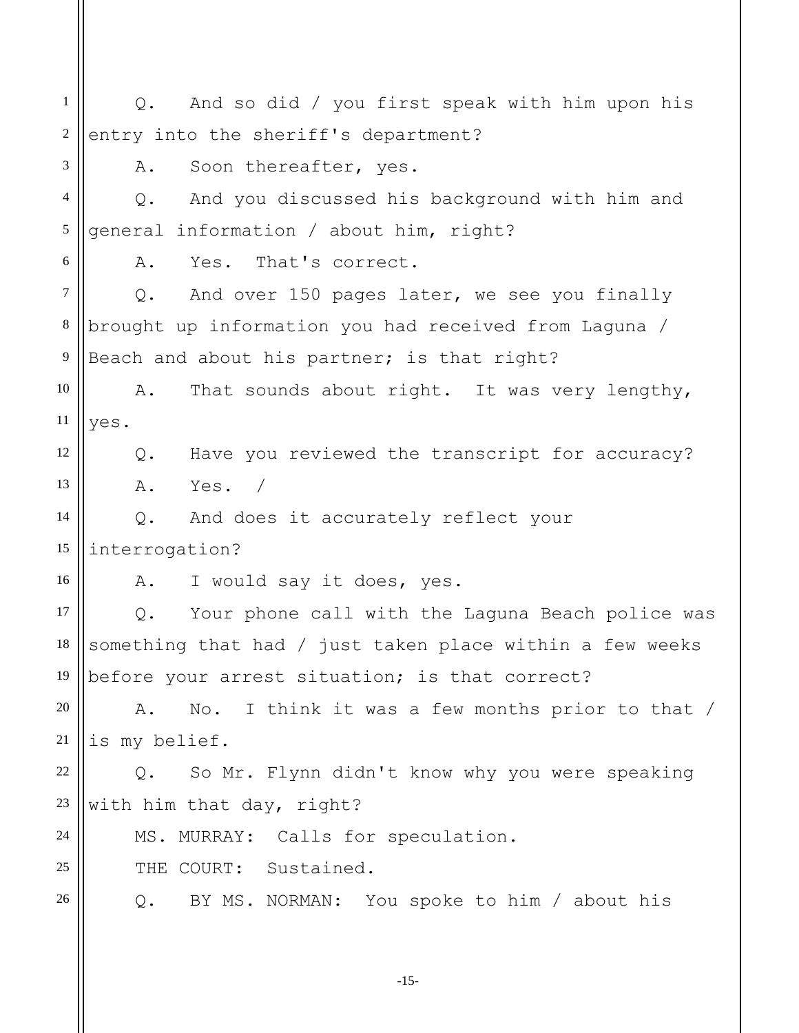Q. And so did / you first speak with him upon his entry into the sheriff's department?

A. Soon thereafter, yes.

Q. And you discussed his background with him and general information / about him, right?

A. Yes. That's correct.

Q. And over 150 pages later, we see you finally brought up information you had received from Laguna / Beach and about his partner; is that right?

A. That sounds about right. It was very lengthy, yes.

Q. Have you reviewed the transcript for accuracy?

A. Yes. /

Q. And does it accurately reflect your interrogation?

A. I would say it does, yes.

Q. Your phone call with the Laguna Beach police was something that had / just taken place within a few weeks before your arrest situation; is that correct?

A. No. I think it was a few months prior to that / is my belief.

Q. So Mr. Flynn didn't know why you were speaking with him that day, right?

MS. MURRAY: Calls for speculation.

THE COURT: Sustained.

Q. BY MS. NORMAN: You spoke to him / about his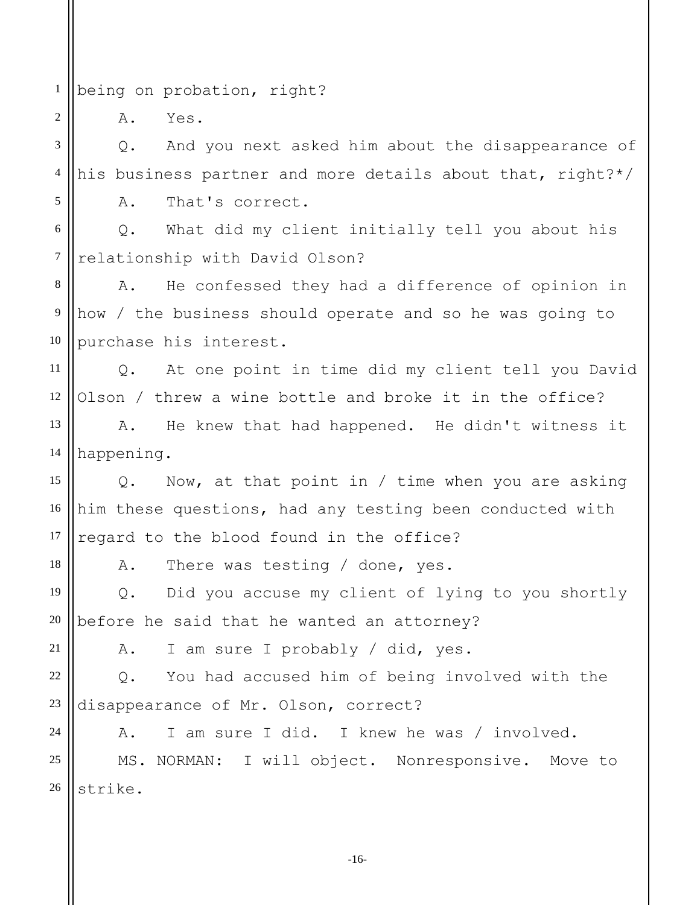being on probation, right?

A. Yes.

Q. And you next asked him about the disappearance of his business partner and more details about that, right?*/

A. That's correct.

Q. What did my client initially tell you about his relationship with David Olson?

A. He confessed they had a difference of opinion in how / the business should operate and so he was going to purchase his interest.

Q. At one point in time did my client tell you David Olson / threw a wine bottle and broke it in the office?

A. He knew that had happened. He didn't witness it happening.

Q. Now, at that point in / time when you are asking him these questions, had any testing been conducted with regard to the blood found in the office?

A. There was testing / done, yes.

Q. Did you accuse my client of lying to you shortly before he said that he wanted an attorney?

A. I am sure I probably / did, yes.

Q. You had accused him of being involved with the disappearance of Mr. Olson, correct?

A. I am sure I did. I knew he was / involved.

MS. NORMAN: I will object. Nonresponsive. Move to strike.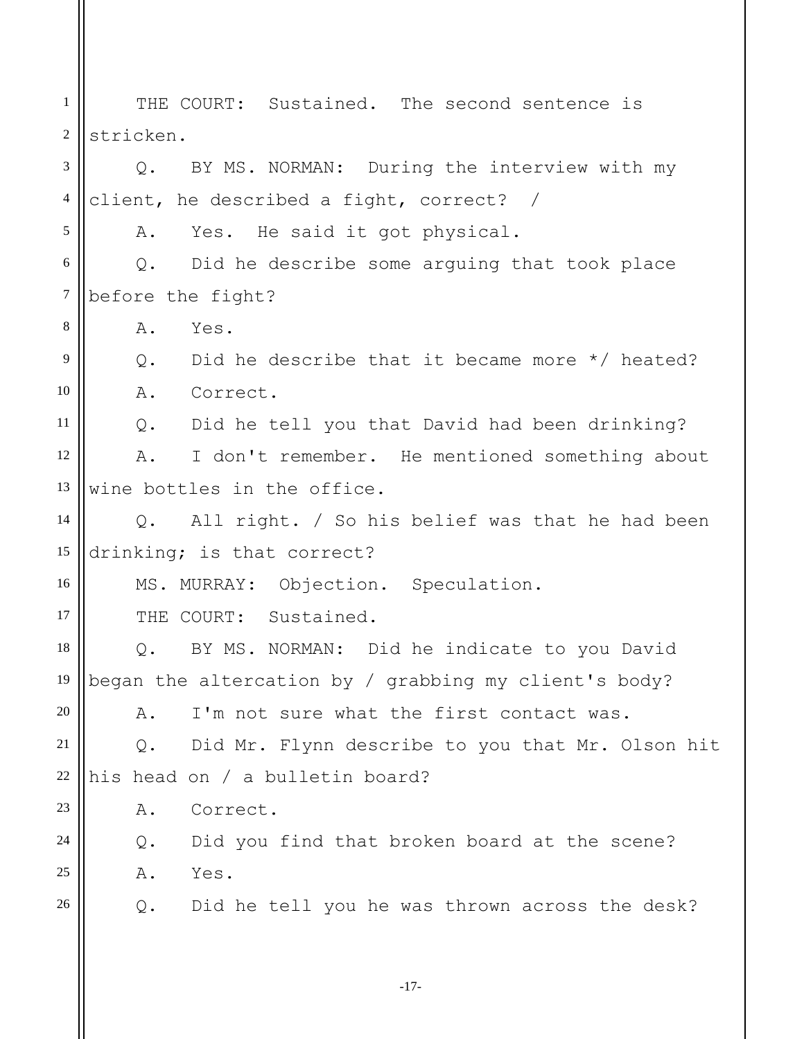THE COURT: Sustained. The second sentence is stricken.

Q. BY MS. NORMAN: During the interview with my client, he described a fight, correct? /

A. Yes. He said it got physical.

Q. Did he describe some arguing that took place before the fight?

A. Yes.

Q. Did he describe that it became more */ heated?

A. Correct.

Q. Did he tell you that David had been drinking?

A. I don't remember. He mentioned something about wine bottles in the office.

Q. All right. / So his belief was that he had been drinking; is that correct?

MS. MURRAY: Objection. Speculation.

THE COURT: Sustained.

Q. BY MS. NORMAN: Did he indicate to you David began the altercation by / grabbing my client's body?

A. I'm not sure what the first contact was.

Q. Did Mr. Flynn describe to you that Mr. Olson hit his head on / a bulletin board?

A. Correct.

Q. Did you find that broken board at the scene?

A. Yes.

Q. Did he tell you he was thrown across the desk?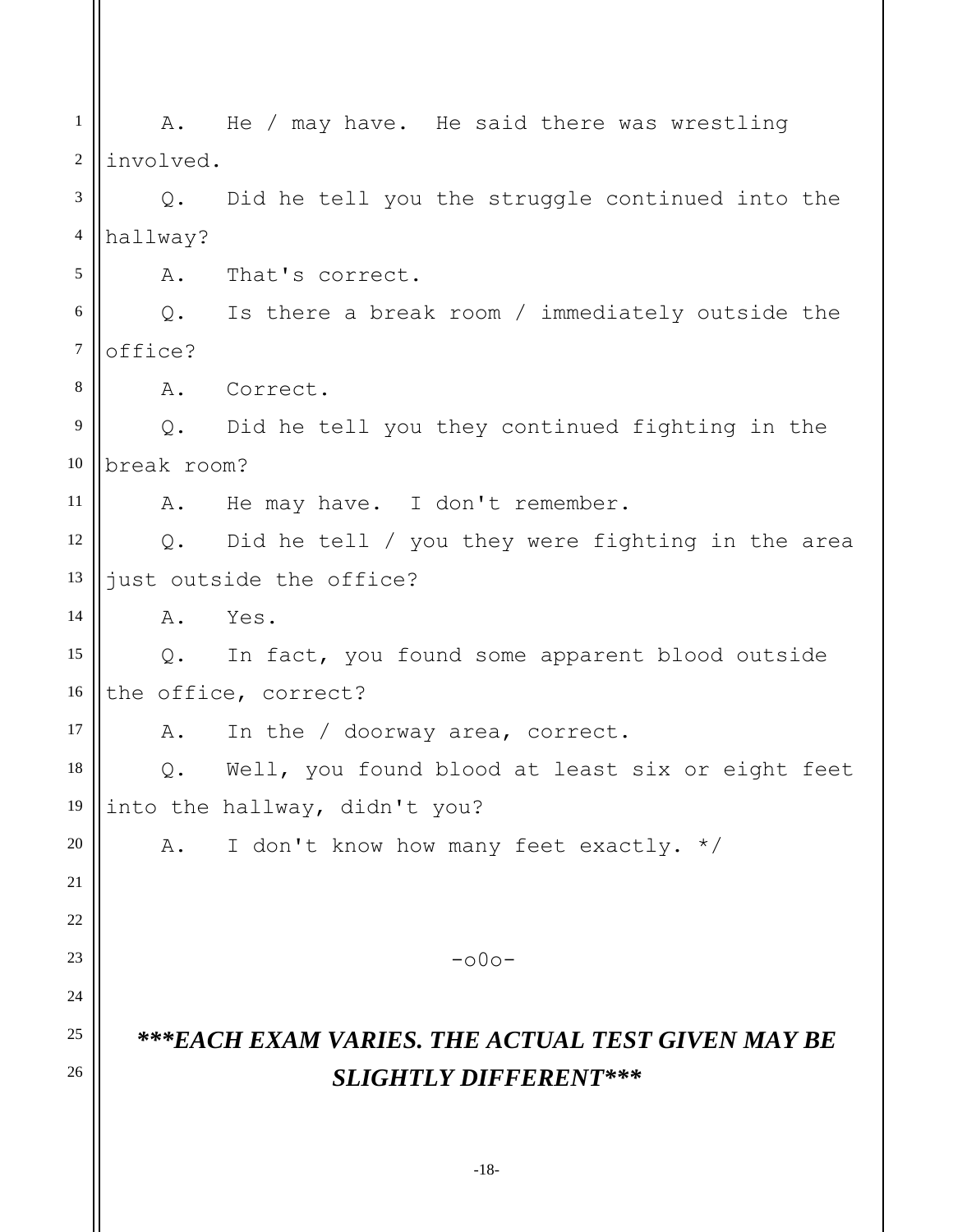A. He / may have. He said there was wrestling involved.

Q. Did he tell you the struggle continued into the hallway?

A. That's correct.

Q. Is there a break room / immediately outside the office?

A. Correct.

Q. Did he tell you they continued fighting in the break room?

A. He may have. I don't remember.

Q. Did he tell / you they were fighting in the area just outside the office?

A. Yes.

Q. In fact, you found some apparent blood outside the office, correct?

A. In the / doorway area, correct.

Q. Well, you found blood at least six or eight feet into the hallway, didn't you?

A. I don't know how many feet exactly. */

-o0o-

***\*\*\*EACH EXAM VARIES. THE ACTUAL TEST GIVEN MAY BE SLIGHTLY DIFFERENT\*\*\****